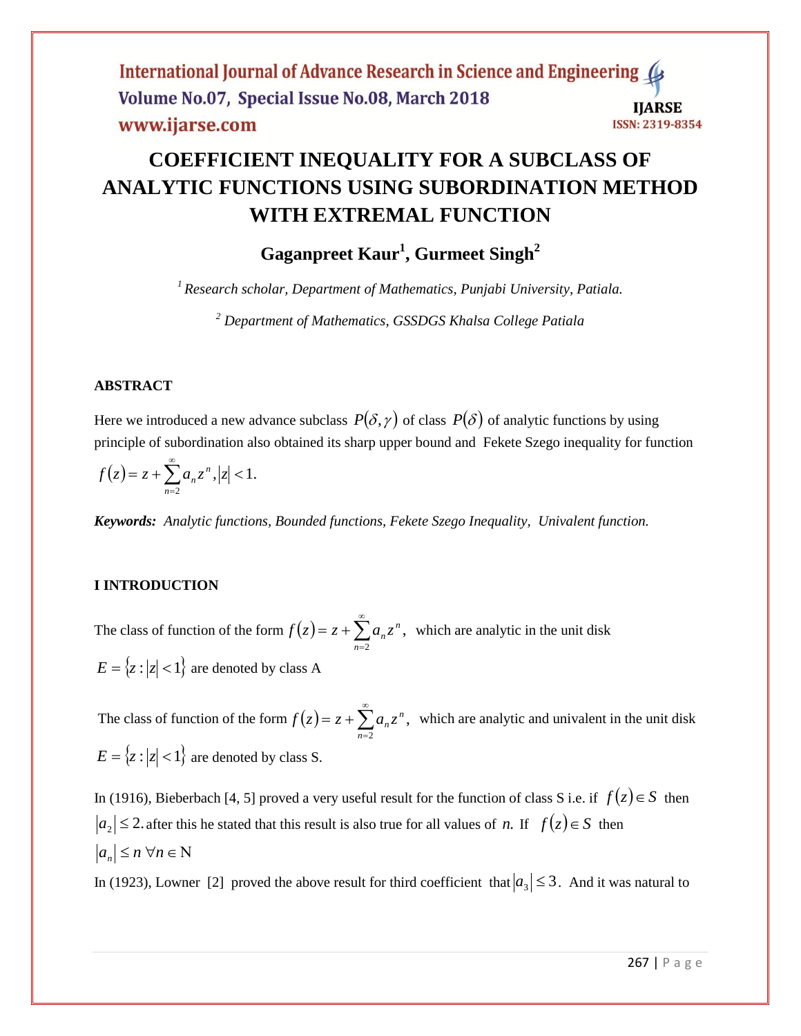# COEFFICIENT INEQUALITY FOR A SUBCLASS OF ANALYTIC FUNCTIONS USING SUBORDINATION METHOD WITH EXTREMAL FUNCTION

## Gaganpreet Kaur[1], Gurmeet Singh[2]

[1] *Research scholar, Department of Mathematics, Punjabi University, Patiala.*

[2] *Department of Mathematics, GSSDGS Khalsa College Patiala*

### ABSTRACT

Here we introduced a new advance subclass $P(\delta,\gamma)$ of class $P(\delta)$ of analytic functions by using principle of subordination also obtained its sharp upper bound and Fekete Szego inequality for function $f(z) = z + \sum_{n=2}^{\infty} a_n z^n, |z| < 1.$

***Keywords:*** *Analytic functions, Bounded functions, Fekete Szego Inequality, Univalent function.*

### I INTRODUCTION

The class of function of the form $f(z) = z + \sum_{n=2}^{\infty} a_n z^n$, which are analytic in the unit disk $E = \{z : |z| < 1\}$ are denoted by class A

The class of function of the form $f(z) = z + \sum_{n=2}^{\infty} a_n z^n$, which are analytic and univalent in the unit disk $E = \{z : |z| < 1\}$ are denoted by class S.

In (1916), Bieberbach [4, 5] proved a very useful result for the function of class S i.e. if $f(z) \in S$ then $|a_2| \le 2$. after this he stated that this result is also true for all values of $n$. If $f(z) \in S$ then $|a_n| \le n \ \forall n \in \mathrm{N}$

In (1923), Lowner [2] proved the above result for third coefficient that $|a_3| \le 3$. And it was natural to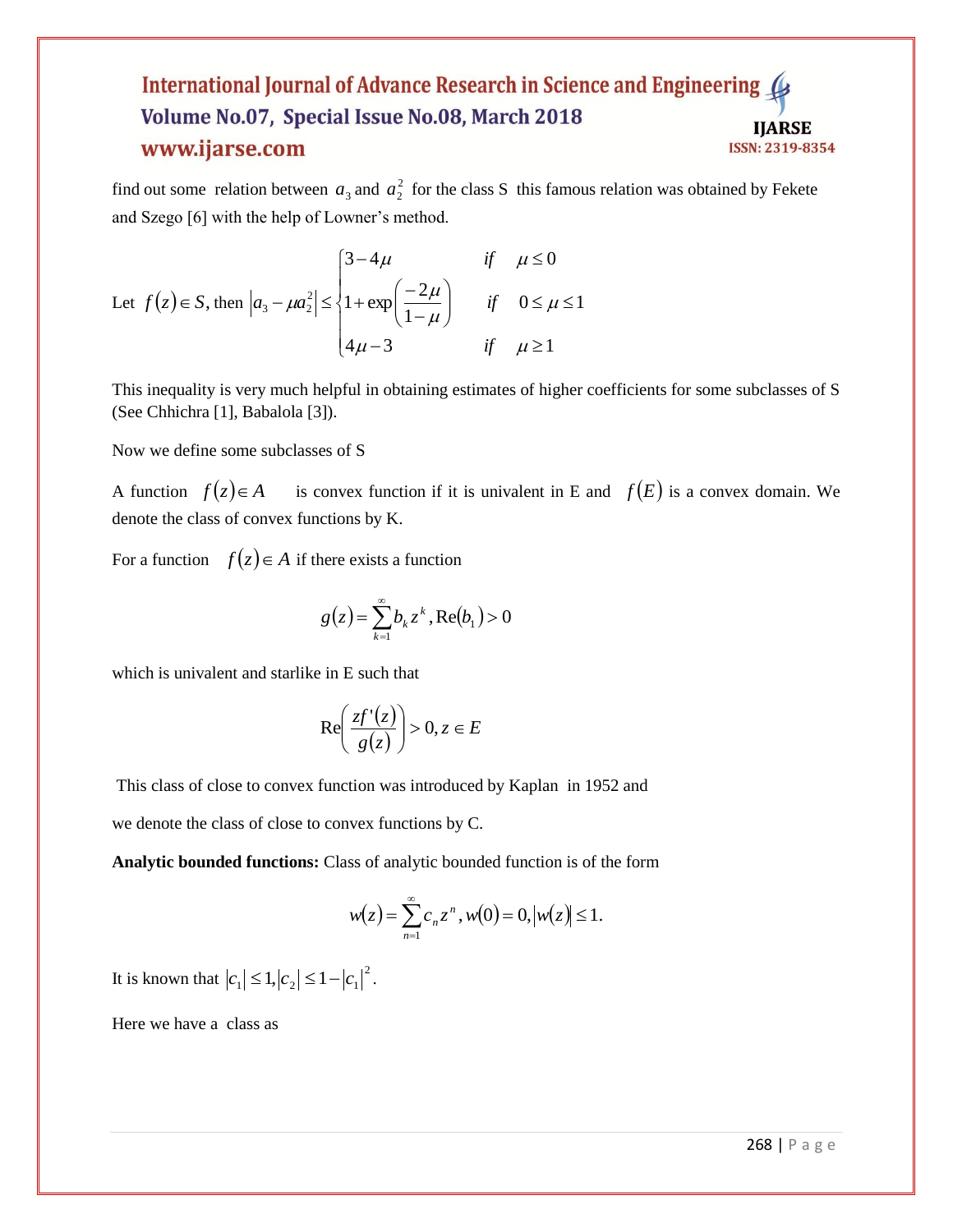find out some relation between $a_3$ and $a_2^2$ for the class S this famous relation was obtained by Fekete and Szego [6] with the help of Lowner's method.

Let $f(z) \in S$, then
$$\left|a_3 - \mu a_2^2\right| \leq \begin{cases} 3-4\mu & \text{if} \quad \mu \leq 0 \\ 1+\exp\left(\dfrac{-2\mu}{1-\mu}\right) & \text{if} \quad 0 \leq \mu \leq 1 \\ 4\mu - 3 & \text{if} \quad \mu \geq 1 \end{cases}$$

This inequality is very much helpful in obtaining estimates of higher coefficients for some subclasses of S (See Chhichra [1], Babalola [3]).

Now we define some subclasses of S

A function $f(z) \in A$ is convex function if it is univalent in E and $f(E)$ is a convex domain. We denote the class of convex functions by K.

For a function $f(z) \in A$ if there exists a function

$$g(z) = \sum_{k=1}^{\infty} b_k z^k, \operatorname{Re}(b_1) > 0$$

which is univalent and starlike in E such that

$$\operatorname{Re}\left(\frac{zf'(z)}{g(z)}\right) > 0, z \in E$$

This class of close to convex function was introduced by Kaplan in 1952 and

we denote the class of close to convex functions by C.

**Analytic bounded functions:** Class of analytic bounded function is of the form

$$w(z) = \sum_{n=1}^{\infty} c_n z^n, w(0) = 0, |w(z)| \leq 1.$$

It is known that $|c_1| \leq 1, |c_2| \leq 1 - |c_1|^2$.

Here we have a class as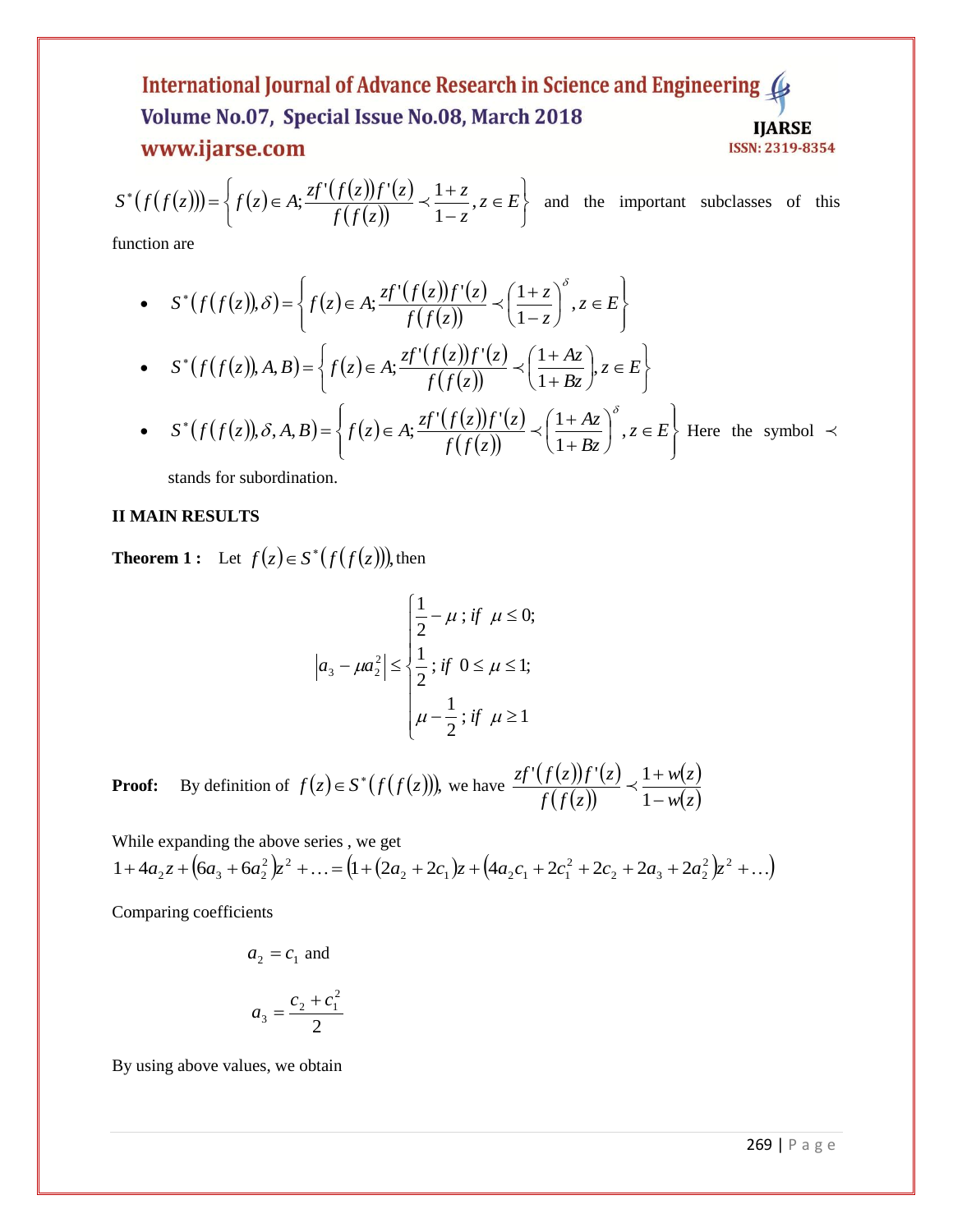$S^*(f(f(z))) = \left\{ f(z) \in A; \dfrac{zf'(f(z))f'(z)}{f(f(z))} \prec \dfrac{1+z}{1-z}, z \in E \right\}$ and the important subclasses of this function are

- $S^*(f(f(z)),\delta) = \left\{ f(z) \in A; \dfrac{zf'(f(z))f'(z)}{f(f(z))} \prec \left(\dfrac{1+z}{1-z}\right)^{\delta}, z \in E \right\}$
- $S^*(f(f(z)),A,B) = \left\{ f(z) \in A; \dfrac{zf'(f(z))f'(z)}{f(f(z))} \prec \left(\dfrac{1+Az}{1+Bz}\right), z \in E \right\}$
- $S^*(f(f(z)),\delta,A,B) = \left\{ f(z) \in A; \dfrac{zf'(f(z))f'(z)}{f(f(z))} \prec \left(\dfrac{1+Az}{1+Bz}\right)^{\delta}, z \in E \right\}$ Here the symbol $\prec$ stands for subordination.

## II MAIN RESULTS

**Theorem 1 :** Let $f(z) \in S^*(f(f(z)))$, then

$$|a_3 - \mu a_2^2| \le \begin{cases} \dfrac{1}{2} - \mu \,;\, if \;\; \mu \le 0; \\ \dfrac{1}{2} \,;\, if \;\; 0 \le \mu \le 1; \\ \mu - \dfrac{1}{2} \,;\, if \;\; \mu \ge 1 \end{cases}$$

**Proof:** By definition of $f(z) \in S^*(f(f(z)))$, we have $\dfrac{zf'(f(z))f'(z)}{f(f(z))} \prec \dfrac{1+w(z)}{1-w(z)}$

While expanding the above series , we get

$$1 + 4a_2 z + (6a_3 + 6a_2^2)z^2 + \ldots = (1 + (2a_2 + 2c_1)z + (4a_2c_1 + 2c_1^2 + 2c_2 + 2a_3 + 2a_2^2)z^2 + \ldots)$$

Comparing coefficients

$$a_2 = c_1 \text{ and}$$

$$a_3 = \frac{c_2 + c_1^2}{2}$$

By using above values, we obtain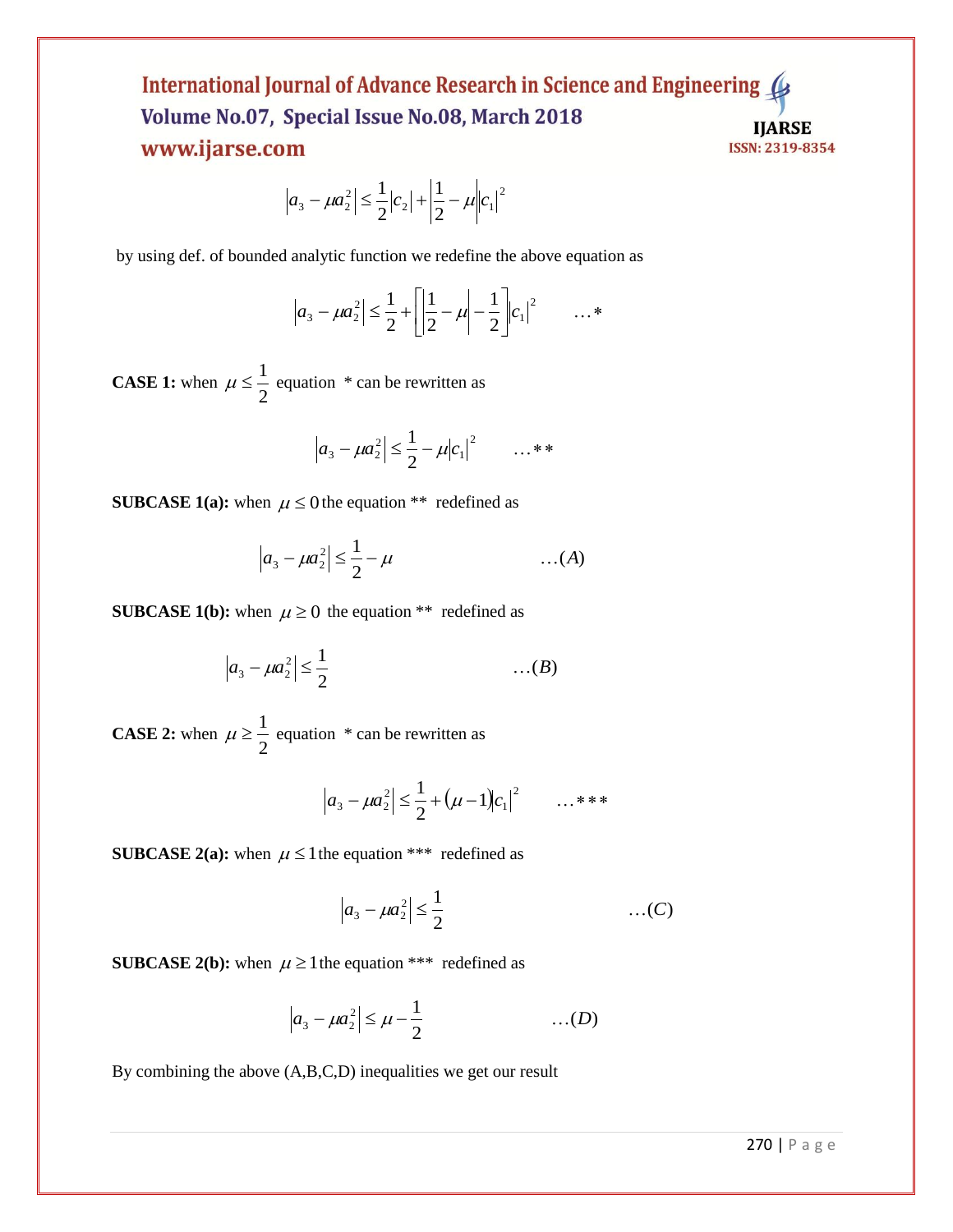$$\left|a_3 - \mu a_2^2\right| \leq \frac{1}{2}\left|c_2\right| + \left|\frac{1}{2} - \mu\right|\left|c_1\right|^2$$

by using def. of bounded analytic function we redefine the above equation as

$$\left|a_3 - \mu a_2^2\right| \leq \frac{1}{2} + \left[\left|\frac{1}{2} - \mu\right| - \frac{1}{2}\right]\left|c_1\right|^2 \qquad \ldots *$$

**CASE 1:** when $\mu \leq \frac{1}{2}$ equation * can be rewritten as

$$\left|a_3 - \mu a_2^2\right| \leq \frac{1}{2} - \mu\left|c_1\right|^2 \qquad \ldots **$$

**SUBCASE 1(a):** when $\mu \leq 0$ the equation ** redefined as

$$\left|a_3 - \mu a_2^2\right| \leq \frac{1}{2} - \mu \qquad \ldots (A)$$

**SUBCASE 1(b):** when $\mu \geq 0$ the equation ** redefined as

$$\left|a_3 - \mu a_2^2\right| \leq \frac{1}{2} \qquad \ldots (B)$$

**CASE 2:** when $\mu \geq \frac{1}{2}$ equation * can be rewritten as

$$\left|a_3 - \mu a_2^2\right| \leq \frac{1}{2} + (\mu - 1)\left|c_1\right|^2 \qquad \ldots ***$$

**SUBCASE 2(a):** when $\mu \leq 1$ the equation *** redefined as

$$\left|a_3 - \mu a_2^2\right| \leq \frac{1}{2} \qquad \ldots (C)$$

**SUBCASE 2(b):** when $\mu \geq 1$ the equation *** redefined as

$$\left|a_3 - \mu a_2^2\right| \leq \mu - \frac{1}{2} \qquad \ldots (D)$$

By combining the above (A,B,C,D) inequalities we get our result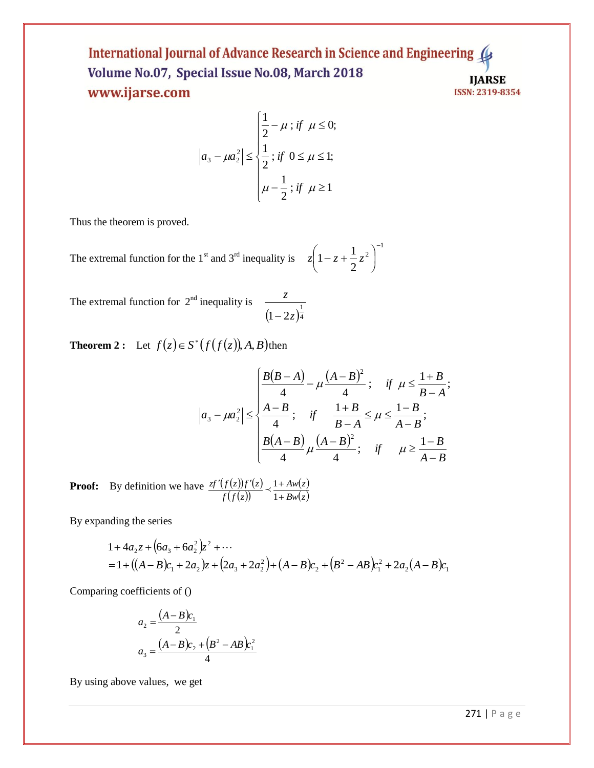$$
\left|a_3 - \mu a_2^2\right| \le \begin{cases} \dfrac{1}{2} - \mu \,;\, if \;\; \mu \le 0; \\ \dfrac{1}{2} \,;\, if \;\; 0 \le \mu \le 1; \\ \mu - \dfrac{1}{2} \,;\, if \;\; \mu \ge 1 \end{cases}
$$

Thus the theorem is proved.

The extremal function for the 1[st] and 3[rd] inequality is $\quad z\left(1 - z + \dfrac{1}{2}z^2\right)^{-1}$

The extremal function for 2[nd] inequality is $\quad \dfrac{z}{(1-2z)^{\frac{1}{4}}}$

**Theorem 2 :** Let $f(z) \in S^*\left(f\left(f(z)\right), A, B\right)$ then

$$
\left|a_3 - \mu a_2^2\right| \le \begin{cases} \dfrac{B(B-A)}{4} - \mu \dfrac{(A-B)^2}{4}; \quad if \;\; \mu \le \dfrac{1+B}{B-A}; \\ \dfrac{A-B}{4}; \quad if \quad \dfrac{1+B}{B-A} \le \mu \le \dfrac{1-B}{A-B}; \\ \dfrac{B(A-B)}{4} \mu \dfrac{(A-B)^2}{4}; \quad if \quad \mu \ge \dfrac{1-B}{A-B} \end{cases}
$$

**Proof:** By definition we have $\dfrac{zf'\left(f(z)\right)f'(z)}{f\left(f(z)\right)} \prec \dfrac{1+Aw(z)}{1+Bw(z)}$

By expanding the series

$$
\begin{aligned}
&1 + 4a_2 z + \left(6a_3 + 6a_2^2\right)z^2 + \cdots \\
&= 1 + \left((A-B)c_1 + 2a_2\right)z + \left(2a_3 + 2a_2^2\right) + (A-B)c_2 + \left(B^2 - AB\right)c_1^2 + 2a_2(A-B)c_1
\end{aligned}
$$

Comparing coefficients of ()

$$
a_2 = \frac{(A-B)c_1}{2}
$$

$$
a_3 = \frac{(A-B)c_2 + \left(B^2 - AB\right)c_1^2}{4}
$$

By using above values, we get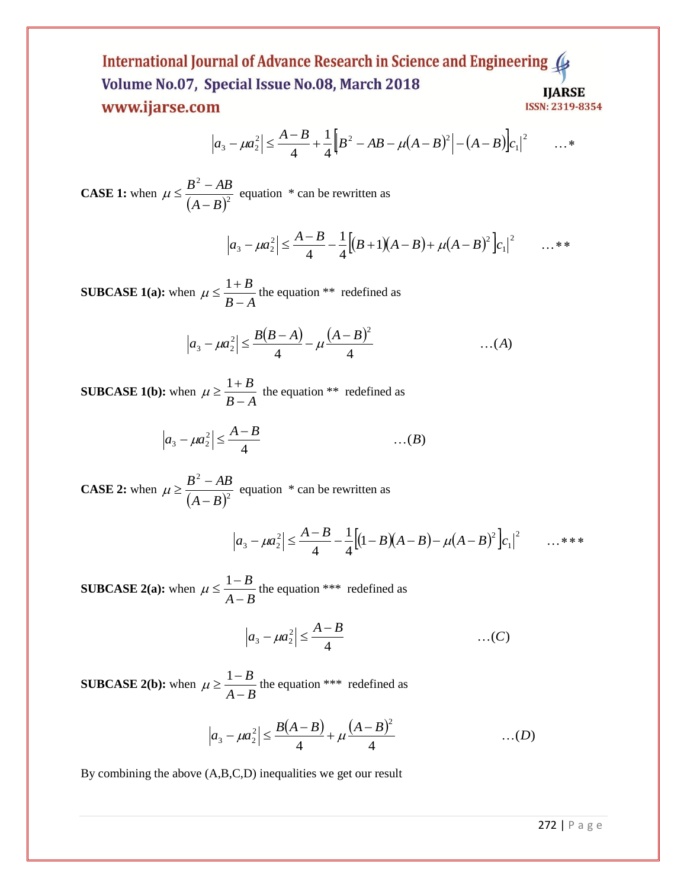$$\left|a_3 - \mu a_2^2\right| \le \frac{A-B}{4} + \frac{1}{4}\left[\left|B^2 - AB - \mu(A-B)^2\right| - (A-B)\right]\left|c_1\right|^2 \qquad \ldots *$$

**CASE 1:** when $\mu \le \dfrac{B^2 - AB}{(A-B)^2}$ equation * can be rewritten as

$$\left|a_3 - \mu a_2^2\right| \le \frac{A-B}{4} - \frac{1}{4}\left[(B+1)(A-B) + \mu(A-B)^2\right]\left|c_1\right|^2 \qquad \ldots **$$

**SUBCASE 1(a):** when $\mu \le \dfrac{1+B}{B-A}$ the equation ** redefined as

$$\left|a_3 - \mu a_2^2\right| \le \frac{B(B-A)}{4} - \mu\frac{(A-B)^2}{4} \qquad \ldots (A)$$

**SUBCASE 1(b):** when $\mu \ge \dfrac{1+B}{B-A}$ the equation ** redefined as

$$\left|a_3 - \mu a_2^2\right| \le \frac{A-B}{4} \qquad \ldots (B)$$

**CASE 2:** when $\mu \ge \dfrac{B^2 - AB}{(A-B)^2}$ equation * can be rewritten as

$$\left|a_3 - \mu a_2^2\right| \le \frac{A-B}{4} - \frac{1}{4}\left[(1-B)(A-B) - \mu(A-B)^2\right]\left|c_1\right|^2 \qquad \ldots ***$$

**SUBCASE 2(a):** when $\mu \le \dfrac{1-B}{A-B}$ the equation *** redefined as

$$\left|a_3 - \mu a_2^2\right| \le \frac{A-B}{4} \qquad \ldots (C)$$

**SUBCASE 2(b):** when $\mu \ge \dfrac{1-B}{A-B}$ the equation *** redefined as

$$\left|a_3 - \mu a_2^2\right| \le \frac{B(A-B)}{4} + \mu\frac{(A-B)^2}{4} \qquad \ldots (D)$$

By combining the above (A,B,C,D) inequalities we get our result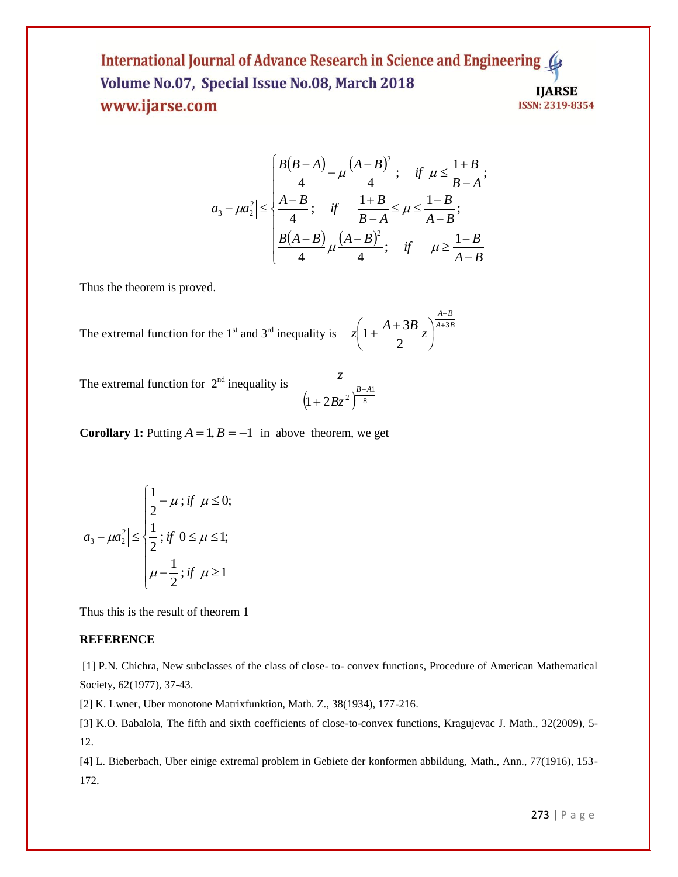$$
\left|a_3 - \mu a_2^2\right| \leq \begin{cases} \dfrac{B(B-A)}{4} - \mu \dfrac{(A-B)^2}{4}; & \text{if } \mu \leq \dfrac{1+B}{B-A}; \\ \dfrac{A-B}{4}; & \text{if } \dfrac{1+B}{B-A} \leq \mu \leq \dfrac{1-B}{A-B}; \\ \dfrac{B(A-B)}{4} \mu \dfrac{(A-B)^2}{4}; & \text{if } \mu \geq \dfrac{1-B}{A-B} \end{cases}
$$

Thus the theorem is proved.

The extremal function for the 1st and 3rd inequality is $z\left(1+\dfrac{A+3B}{2}z\right)^{\frac{A-B}{A+3B}}$

The extremal function for 2nd inequality is $\dfrac{z}{\left(1+2Bz^2\right)^{\frac{B-A1}{8}}}$

**Corollary 1:** Putting $A=1, B=-1$ in above theorem, we get

$$
\left|a_3 - \mu a_2^2\right| \leq \begin{cases} \dfrac{1}{2} - \mu\,; \text{if } \mu \leq 0; \\ \dfrac{1}{2}\,; \text{if } 0 \leq \mu \leq 1; \\ \mu - \dfrac{1}{2}\,; \text{if } \mu \geq 1 \end{cases}
$$

Thus this is the result of theorem 1

**REFERENCE**

[1] P.N. Chichra, New subclasses of the class of close- to- convex functions, Procedure of American Mathematical Society, 62(1977), 37-43.

[2] K. Lwner, Uber monotone Matrixfunktion, Math. Z., 38(1934), 177-216.

[3] K.O. Babalola, The fifth and sixth coefficients of close-to-convex functions, Kragujevac J. Math., 32(2009), 5-12.

[4] L. Bieberbach, Uber einige extremal problem in Gebiete der konformen abbildung, Math., Ann., 77(1916), 153-172.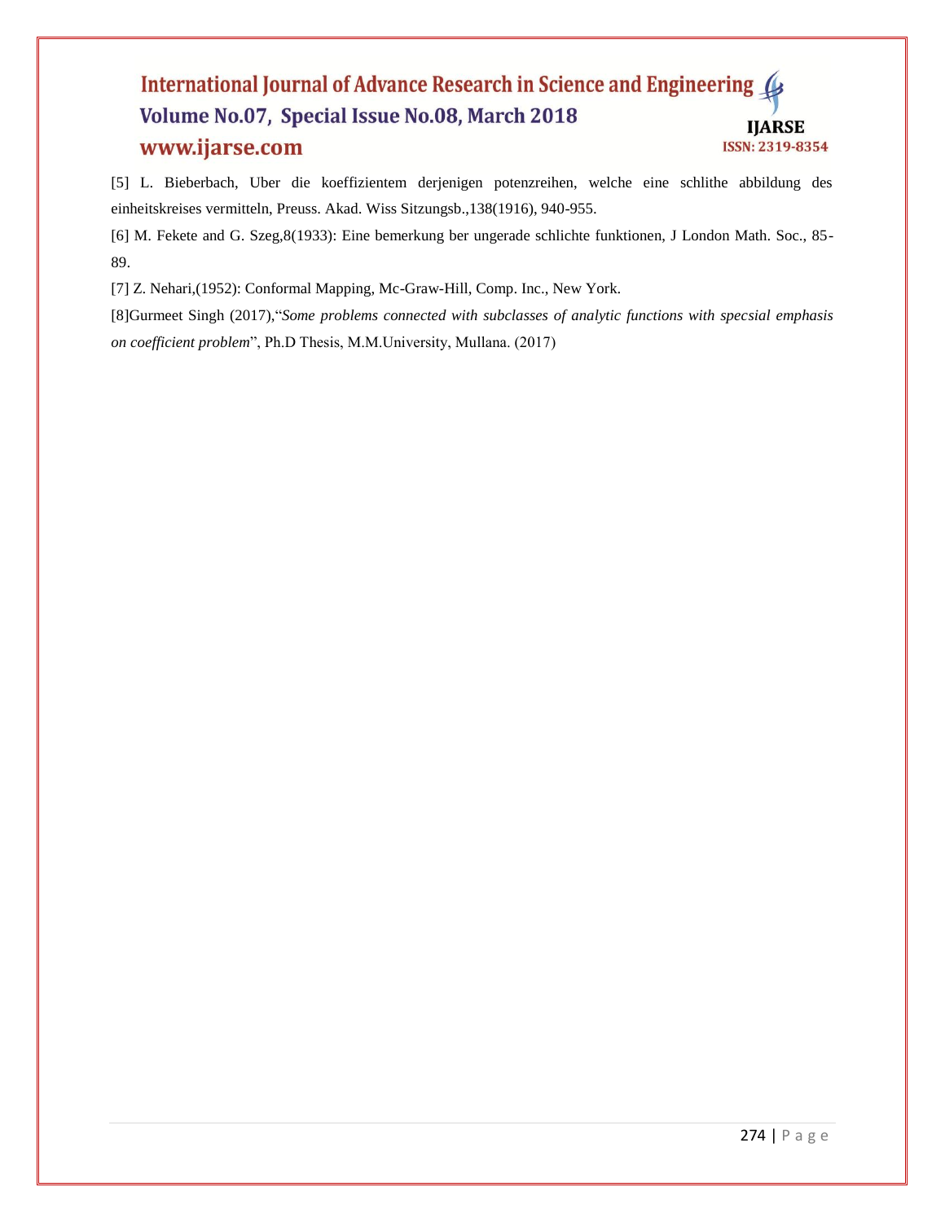[5] L. Bieberbach, Uber die koeffizientem derjenigen potenzreihen, welche eine schlithe abbildung des einheitskreises vermitteln, Preuss. Akad. Wiss Sitzungsb.,138(1916), 940-955.

[6] M. Fekete and G. Szeg,8(1933): Eine bemerkung ber ungerade schlichte funktionen, J London Math. Soc., 85-89.

[7] Z. Nehari,(1952): Conformal Mapping, Mc-Graw-Hill, Comp. Inc., New York.

[8]Gurmeet Singh (2017),"*Some problems connected with subclasses of analytic functions with specsial emphasis on coefficient problem*", Ph.D Thesis, M.M.University, Mullana. (2017)